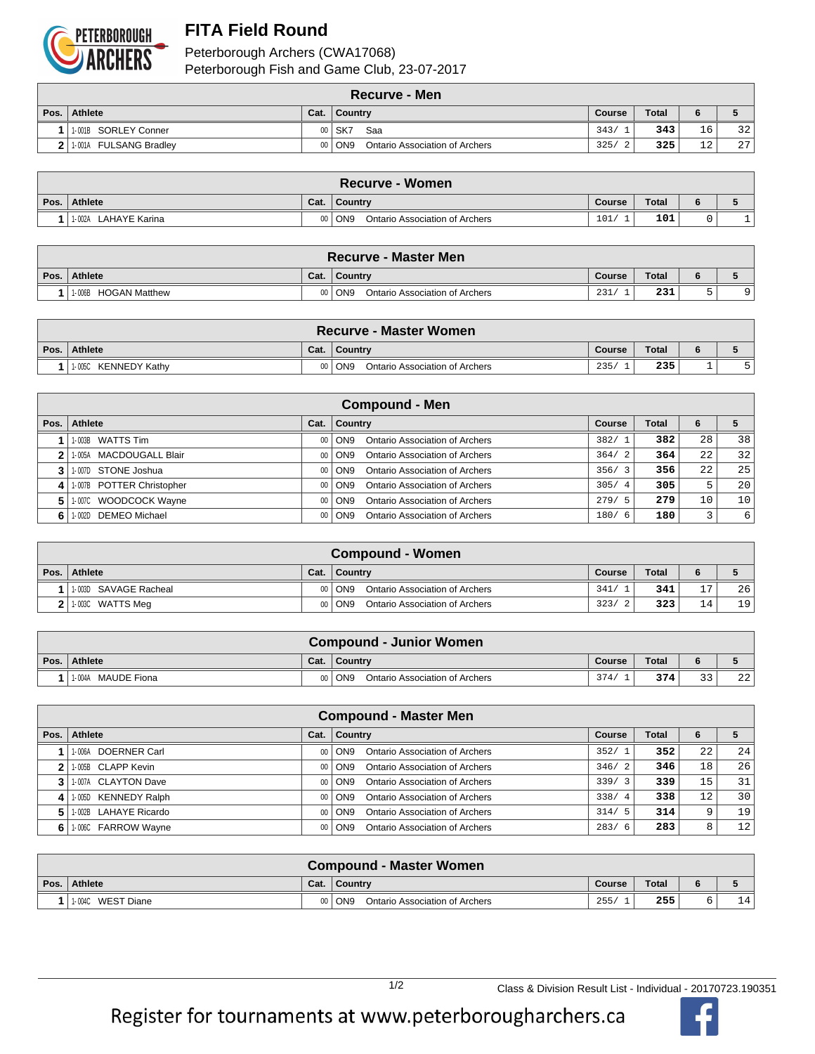# FITA Field Round

Peterborough Archers (CWA17068)
Peterborough Fish and Game Club, 23-07-2017

| Recurve - Men | | | | | | | |
|---|---|---|---|---|---|---|---|
| Pos. | Athlete | Cat. | Country | Course | Total | 6 | 5 |
| 1 | 1-001B SORLEY Conner | 00 | SK7 Saa | 343/ 1 | 343 | 16 | 32 |
| 2 | 1-001A FULSANG Bradley | 00 | ON9 Ontario Association of Archers | 325/ 2 | 325 | 12 | 27 |

| Recurve - Women | | | | | | | |
|---|---|---|---|---|---|---|---|
| Pos. | Athlete | Cat. | Country | Course | Total | 6 | 5 |
| 1 | 1-002A LAHAYE Karina | 00 | ON9 Ontario Association of Archers | 101/ 1 | 101 | 0 | 1 |

| Recurve - Master Men | | | | | | | |
|---|---|---|---|---|---|---|---|
| Pos. | Athlete | Cat. | Country | Course | Total | 6 | 5 |
| 1 | 1-006B HOGAN Matthew | 00 | ON9 Ontario Association of Archers | 231/ 1 | 231 | 5 | 9 |

| Recurve - Master Women | | | | | | | |
|---|---|---|---|---|---|---|---|
| Pos. | Athlete | Cat. | Country | Course | Total | 6 | 5 |
| 1 | 1-005C KENNEDY Kathy | 00 | ON9 Ontario Association of Archers | 235/ 1 | 235 | 1 | 5 |

| Compound - Men | | | | | | | |
|---|---|---|---|---|---|---|---|
| Pos. | Athlete | Cat. | Country | Course | Total | 6 | 5 |
| 1 | 1-003B WATTS Tim | 00 | ON9 Ontario Association of Archers | 382/ 1 | 382 | 28 | 38 |
| 2 | 1-005A MACDOUGALL Blair | 00 | ON9 Ontario Association of Archers | 364/ 2 | 364 | 22 | 32 |
| 3 | 1-007D STONE Joshua | 00 | ON9 Ontario Association of Archers | 356/ 3 | 356 | 22 | 25 |
| 4 | 1-007B POTTER Christopher | 00 | ON9 Ontario Association of Archers | 305/ 4 | 305 | 5 | 20 |
| 5 | 1-007C WOODCOCK Wayne | 00 | ON9 Ontario Association of Archers | 279/ 5 | 279 | 10 | 10 |
| 6 | 1-002D DEMEO Michael | 00 | ON9 Ontario Association of Archers | 180/ 6 | 180 | 3 | 6 |

| Compound - Women | | | | | | | |
|---|---|---|---|---|---|---|---|
| Pos. | Athlete | Cat. | Country | Course | Total | 6 | 5 |
| 1 | 1-003D SAVAGE Racheal | 00 | ON9 Ontario Association of Archers | 341/ 1 | 341 | 17 | 26 |
| 2 | 1-003C WATTS Meg | 00 | ON9 Ontario Association of Archers | 323/ 2 | 323 | 14 | 19 |

| Compound - Junior Women | | | | | | | |
|---|---|---|---|---|---|---|---|
| Pos. | Athlete | Cat. | Country | Course | Total | 6 | 5 |
| 1 | 1-004A MAUDE Fiona | 00 | ON9 Ontario Association of Archers | 374/ 1 | 374 | 33 | 22 |

| Compound - Master Men | | | | | | | |
|---|---|---|---|---|---|---|---|
| Pos. | Athlete | Cat. | Country | Course | Total | 6 | 5 |
| 1 | 1-006A DOERNER Carl | 00 | ON9 Ontario Association of Archers | 352/ 1 | 352 | 22 | 24 |
| 2 | 1-005B CLAPP Kevin | 00 | ON9 Ontario Association of Archers | 346/ 2 | 346 | 18 | 26 |
| 3 | 1-007A CLAYTON Dave | 00 | ON9 Ontario Association of Archers | 339/ 3 | 339 | 15 | 31 |
| 4 | 1-005D KENNEDY Ralph | 00 | ON9 Ontario Association of Archers | 338/ 4 | 338 | 12 | 30 |
| 5 | 1-002B LAHAYE Ricardo | 00 | ON9 Ontario Association of Archers | 314/ 5 | 314 | 9 | 19 |
| 6 | 1-006C FARROW Wayne | 00 | ON9 Ontario Association of Archers | 283/ 6 | 283 | 8 | 12 |

| Compound - Master Women | | | | | | | |
|---|---|---|---|---|---|---|---|
| Pos. | Athlete | Cat. | Country | Course | Total | 6 | 5 |
| 1 | 1-004C WEST Diane | 00 | ON9 Ontario Association of Archers | 255/ 1 | 255 | 6 | 14 |

Class & Division Result List - Individual - 20170723.190351

Register for tournaments at www.peterborougharchers.ca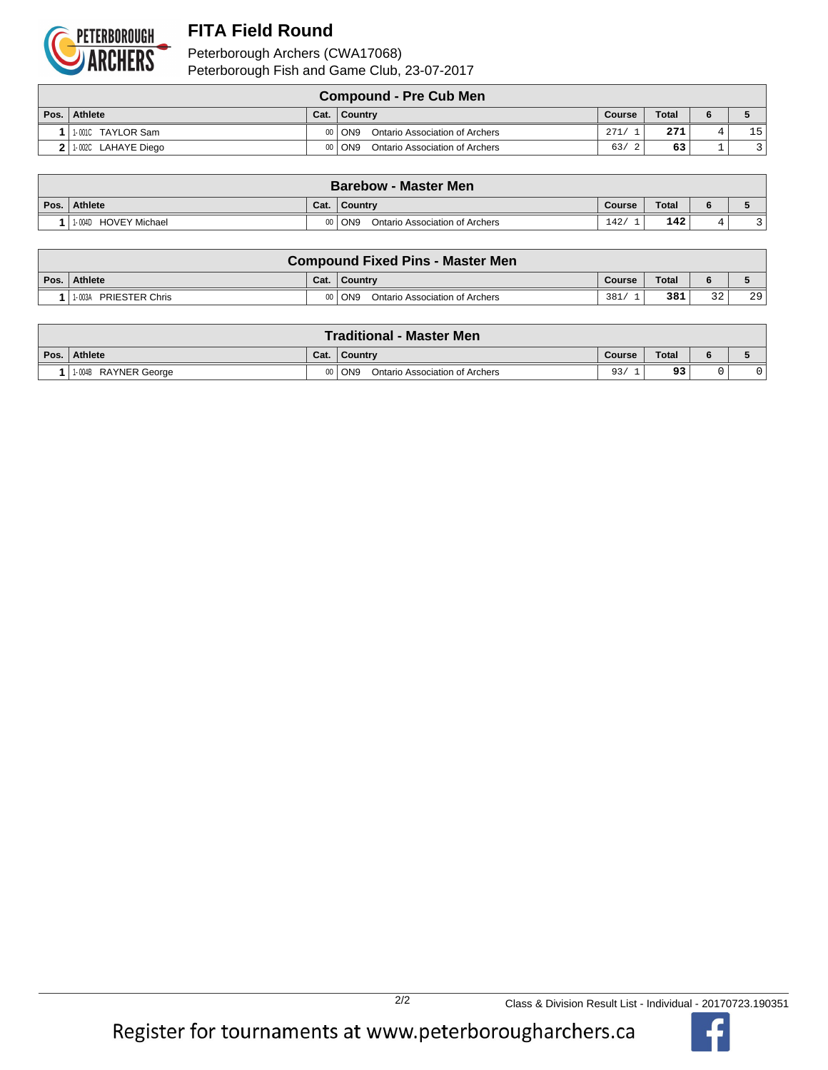# FITA Field Round

Peterborough Archers (CWA17068)
Peterborough Fish and Game Club, 23-07-2017

## Compound - Pre Cub Men

| Pos. | Athlete | Cat. | Country | Course | Total | 6 | 5 |
|---|---|---|---|---|---|---|---|
| 1 | 1-001C TAYLOR Sam | 00 | ON9 Ontario Association of Archers | 271/ 1 | 271 | 4 | 15 |
| 2 | 1-002C LAHAYE Diego | 00 | ON9 Ontario Association of Archers | 63/ 2 | 63 | 1 | 3 |

## Barebow - Master Men

| Pos. | Athlete | Cat. | Country | Course | Total | 6 | 5 |
|---|---|---|---|---|---|---|---|
| 1 | 1-004D HOVEY Michael | 00 | ON9 Ontario Association of Archers | 142/ 1 | 142 | 4 | 3 |

## Compound Fixed Pins - Master Men

| Pos. | Athlete | Cat. | Country | Course | Total | 6 | 5 |
|---|---|---|---|---|---|---|---|
| 1 | 1-003A PRIESTER Chris | 00 | ON9 Ontario Association of Archers | 381/ 1 | 381 | 32 | 29 |

## Traditional - Master Men

| Pos. | Athlete | Cat. | Country | Course | Total | 6 | 5 |
|---|---|---|---|---|---|---|---|
| 1 | 1-004B RAYNER George | 00 | ON9 Ontario Association of Archers | 93/ 1 | 93 | 0 | 0 |

Class & Division Result List - Individual - 20170723.190351

Register for tournaments at www.peterborougharchers.ca